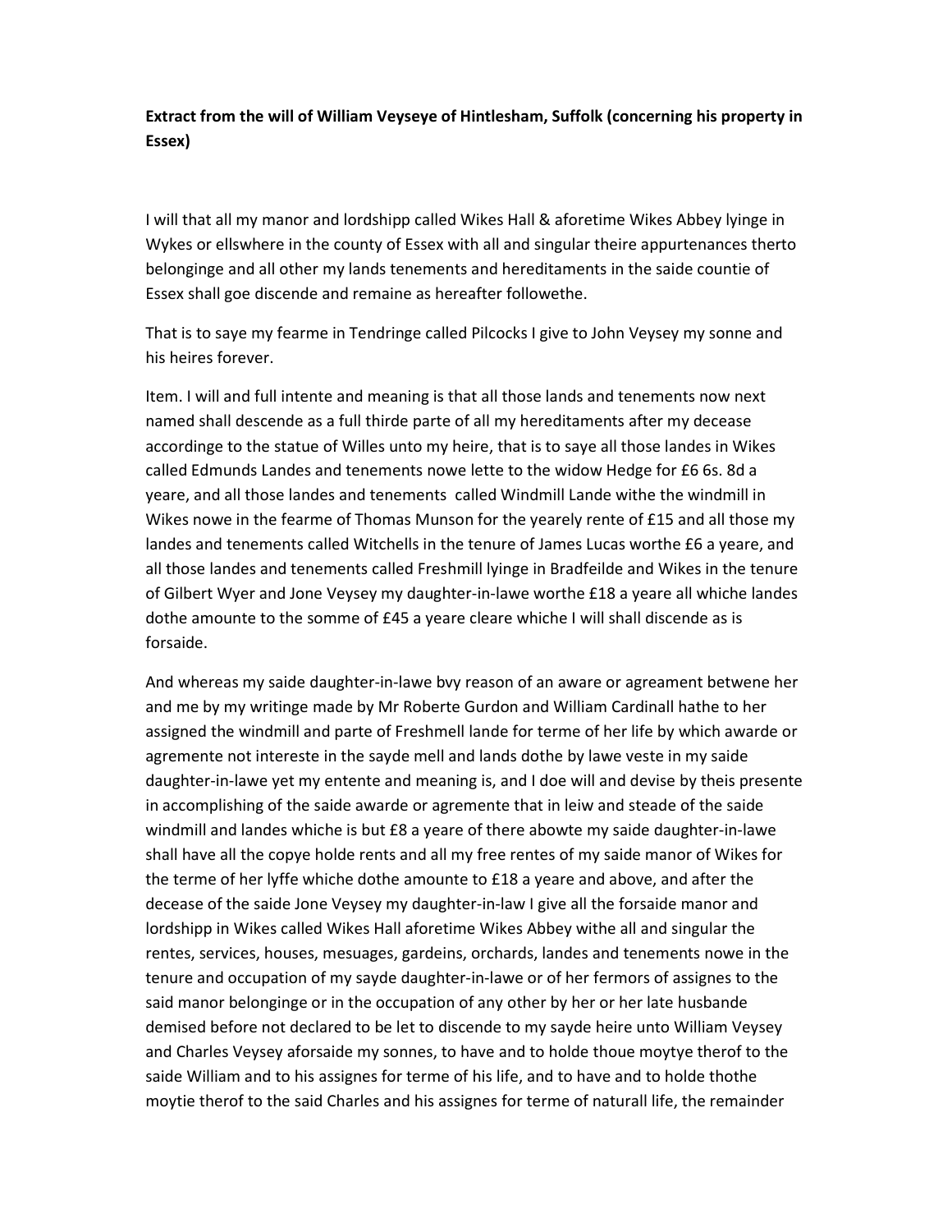**Extract from the will of William Veyseye of Hintlesham, Suffolk (concerning his property in Essex)**

I will that all my manor and lordshipp called Wikes Hall & aforetime Wikes Abbey lyinge in Wykes or ellswhere in the county of Essex with all and singular theire appurtenances therto belonginge and all other my lands tenements and hereditaments in the saide countie of Essex shall goe discende and remaine as hereafter followethe.

That is to saye my fearme in Tendringe called Pilcocks I give to John Veysey my sonne and his heires forever.

Item. I will and full intente and meaning is that all those lands and tenements now next named shall descende as a full thirde parte of all my hereditaments after my decease accordinge to the statue of Willes unto my heire, that is to saye all those landes in Wikes called Edmunds Landes and tenements nowe lette to the widow Hedge for £6 6s. 8d a yeare, and all those landes and tenements called Windmill Lande withe the windmill in Wikes nowe in the fearme of Thomas Munson for the yearely rente of £15 and all those my landes and tenements called Witchells in the tenure of James Lucas worthe £6 a yeare, and all those landes and tenements called Freshmill lyinge in Bradfeilde and Wikes in the tenure of Gilbert Wyer and Jone Veysey my daughter-in-lawe worthe £18 a yeare all whiche landes dothe amounte to the somme of £45 a yeare cleare whiche I will shall discende as is forsaide.

And whereas my saide daughter-in-lawe bvy reason of an aware or agreement betwene her and me by my writinge made by Mr Roberte Gurdon and William Cardinall hathe to her assigned the windmill and parte of Freshmell lande for terme of her life by which awarde or agremente not intereste in the sayde mell and lands dothe by lawe veste in my saide daughter-in-lawe yet my entente and meaning is, and I doe will and devise by theis presente in accomplishing of the saide awarde or agremente that in leiw and steade of the saide windmill and landes whiche is but £8 a yeare of there abowte my saide daughter-in-lawe shall have all the copye holde rents and all my free rentes of my saide manor of Wikes for the terme of her lyffe whiche dothe amounte to £18 a yeare and above, and after the decease of the saide Jone Veysey my daughter-in-law I give all the forsaide manor and lordshipp in Wikes called Wikes Hall aforetime Wikes Abbey withe all and singular the rentes, services, houses, mesuages, gardeins, orchards, landes and tenements nowe in the tenure and occupation of my sayde daughter-in-lawe or of her fermors of assignes to the said manor belonginge or in the occupation of any other by her or her late husbande demised before not declared to be let to discende to my sayde heire unto William Veysey and Charles Veysey aforsaide my sonnes, to have and to holde thoue moytye therof to the saide William and to his assignes for terme of his life, and to have and to holde thothe moytie therof to the said Charles and his assignes for terme of naturall life, the remainder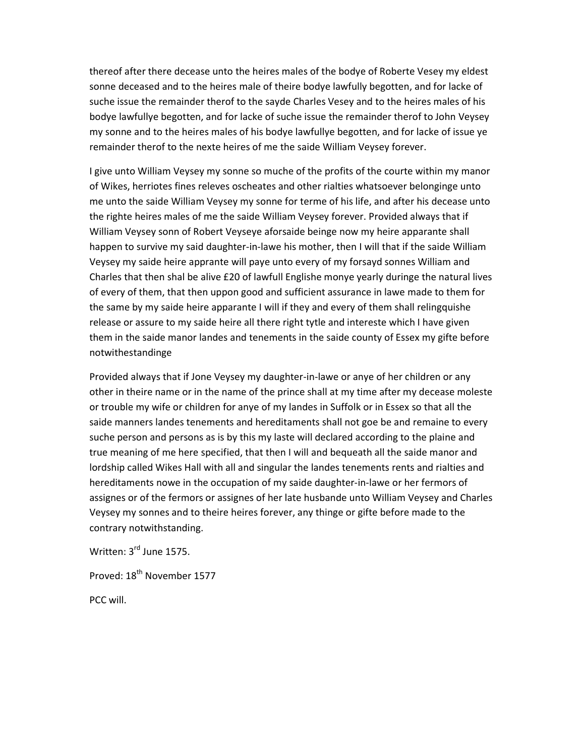thereof after there decease unto the heires males of the bodye of Roberte Vesey my eldest sonne deceased and to the heires male of theire bodye lawfully begotten, and for lacke of suche issue the remainder therof to the sayde Charles Vesey and to the heires males of his bodye lawfullye begotten, and for lacke of suche issue the remainder therof to John Veysey my sonne and to the heires males of his bodye lawfullye begotten, and for lacke of issue ye remainder therof to the nexte heires of me the saide William Veysey forever.

I give unto William Veysey my sonne so muche of the profits of the courte within my manor of Wikes, herriotes fines releves oscheates and other rialties whatsoever belonginge unto me unto the saide William Veysey my sonne for terme of his life, and after his decease unto the righte heires males of me the saide William Veysey forever. Provided always that if William Veysey sonn of Robert Veyseye aforsaide beinge now my heire apparante shall happen to survive my said daughter-in-lawe his mother, then I will that if the saide William Veysey my saide heire apprante will paye unto every of my forsayd sonnes William and Charles that then shal be alive £20 of lawfull Englishe monye yearly duringe the natural lives of every of them, that then uppon good and sufficient assurance in lawe made to them for the same by my saide heire apparante I will if they and every of them shall relingquishe release or assure to my saide heire all there right tytle and intereste which I have given them in the saide manor landes and tenements in the saide county of Essex my gifte before notwithestandinge

Provided always that if Jone Veysey my daughter-in-lawe or anye of her children or any other in theire name or in the name of the prince shall at my time after my decease moleste or trouble my wife or children for anye of my landes in Suffolk or in Essex so that all the saide manners landes tenements and hereditaments shall not goe be and remaine to every suche person and persons as is by this my laste will declared according to the plaine and true meaning of me here specified, that then I will and bequeath all the saide manor and lordship called Wikes Hall with all and singular the landes tenements rents and rialties and hereditaments nowe in the occupation of my saide daughter-in-lawe or her fermors of assignes or of the fermors or assignes of her late husbande unto William Veysey and Charles Veysey my sonnes and to theire heires forever, any thinge or gifte before made to the contrary notwithstanding.

Written: 3rd June 1575.

Proved: 18th November 1577

PCC will.